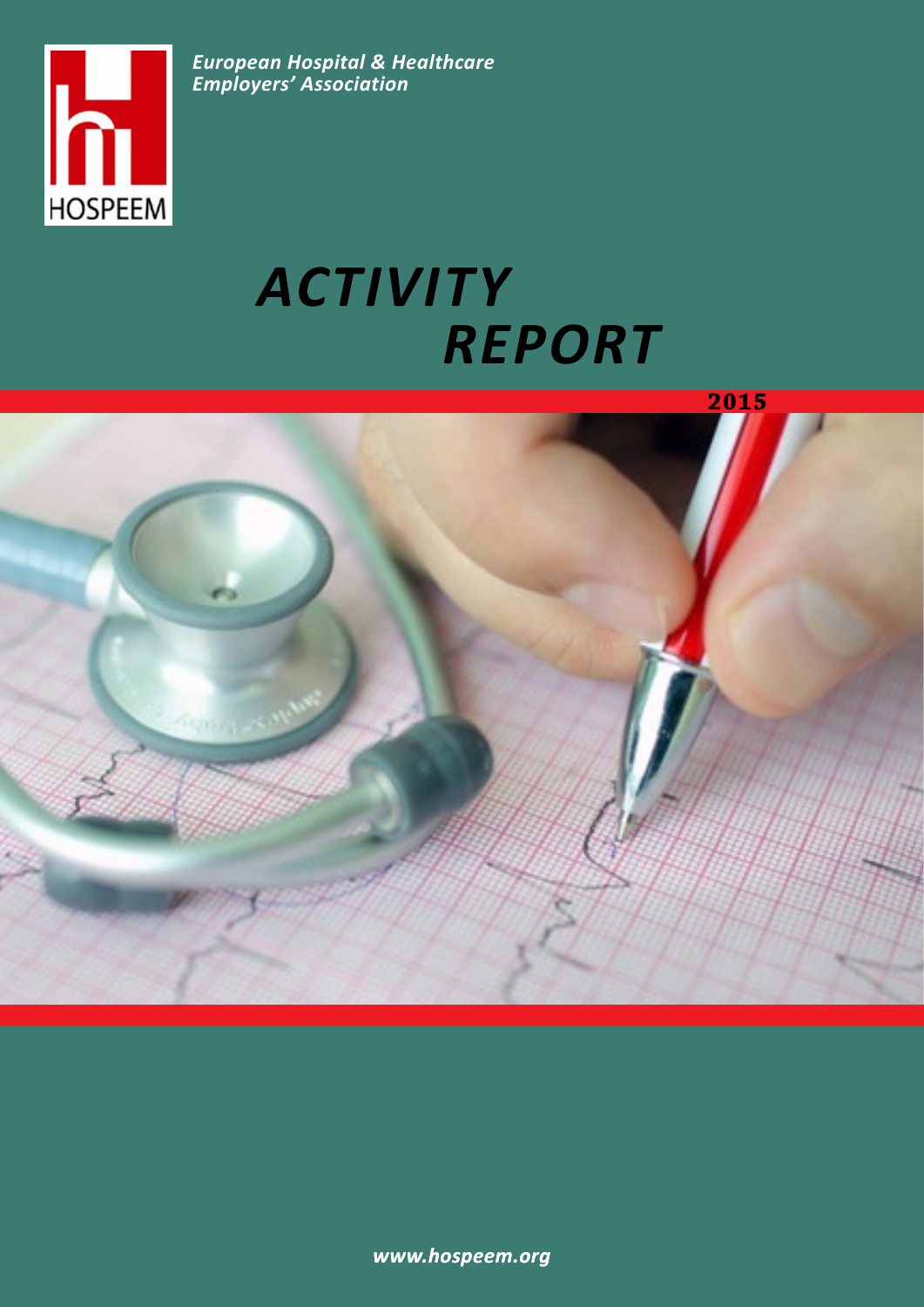HOSPEEM

*European Hospital & Healthcare Employers' Association*

# *ACTIVITY REPORT*

**2015**

***www.hospeem.org***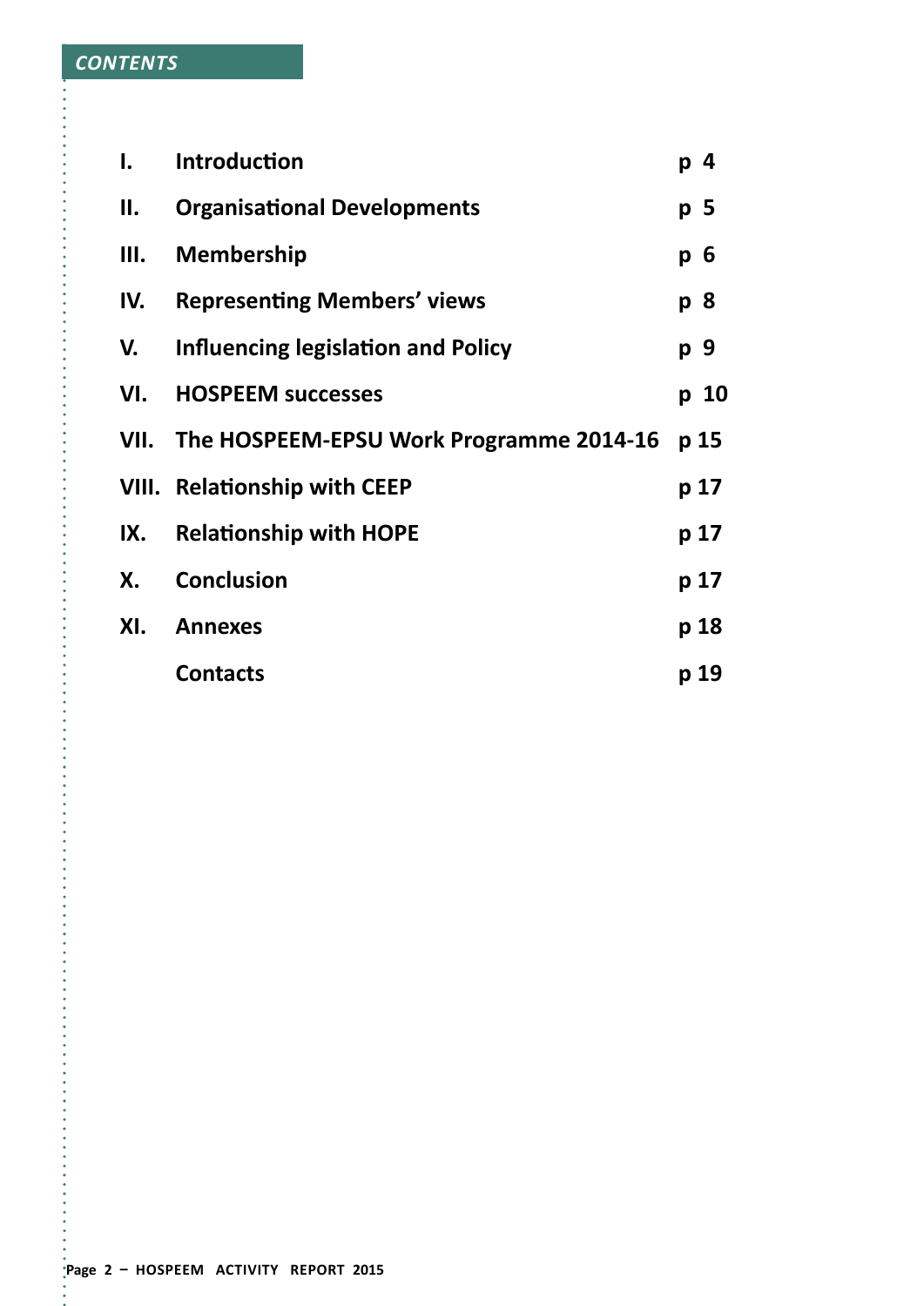## CONTENTS

| | | |
|---|---|---|
| I. | Introduction | p 4 |
| II. | Organisational Developments | p 5 |
| III. | Membership | p 6 |
| IV. | Representing Members' views | p 8 |
| V. | Influencing legislation and Policy | p 9 |
| VI. | HOSPEEM successes | p 10 |
| VII. | The HOSPEEM-EPSU Work Programme 2014-16 | p 15 |
| VIII. | Relationship with CEEP | p 17 |
| IX. | Relationship with HOPE | p 17 |
| X. | Conclusion | p 17 |
| XI. | Annexes | p 18 |
| | Contacts | p 19 |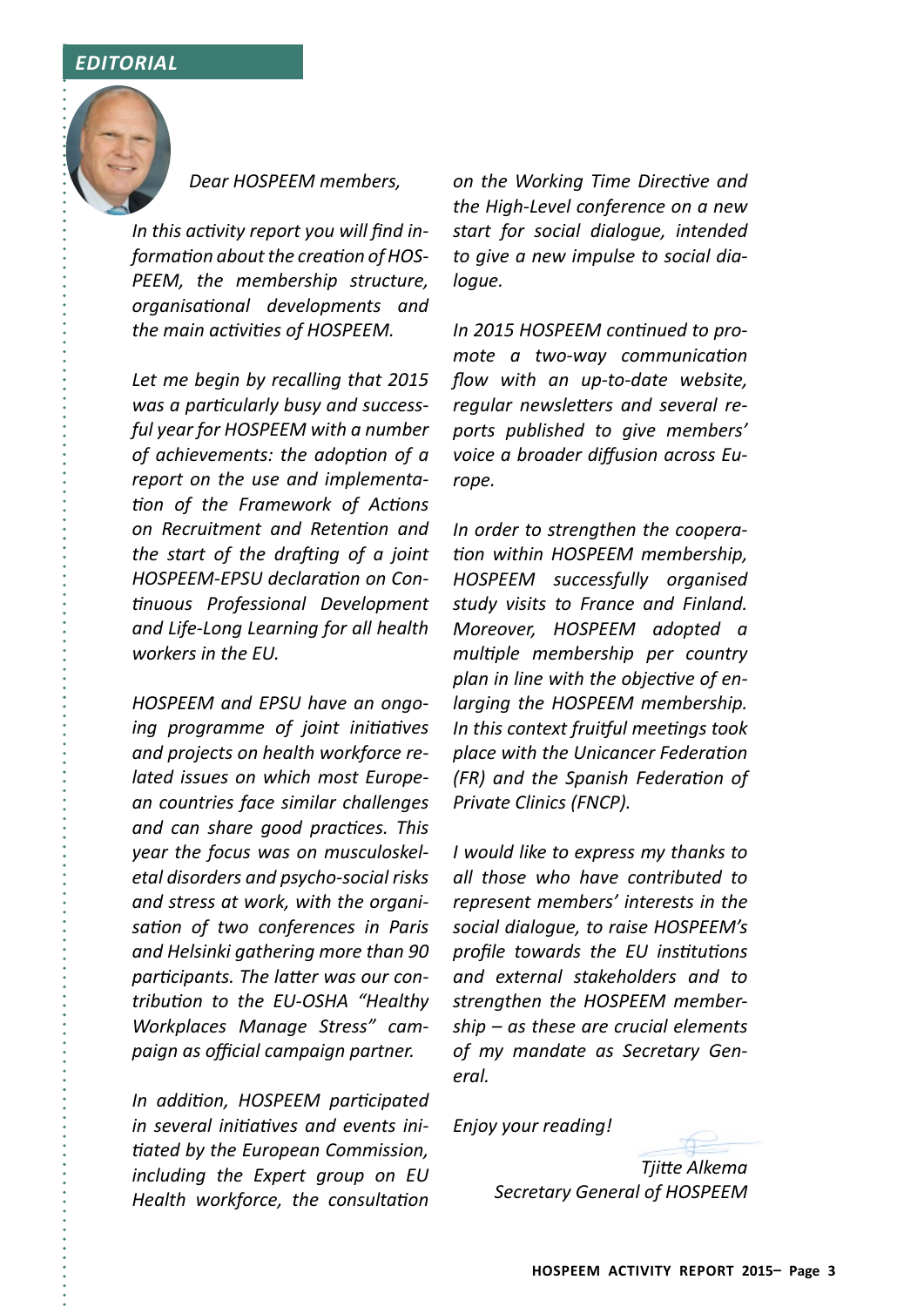## *EDITORIAL*

*Dear HOSPEEM members,*

*In this activity report you will find information about the creation of HOSPEEM, the membership structure, organisational developments and the main activities of HOSPEEM.*

*Let me begin by recalling that 2015 was a particularly busy and successful year for HOSPEEM with a number of achievements: the adoption of a report on the use and implementation of the Framework of Actions on Recruitment and Retention and the start of the drafting of a joint HOSPEEM-EPSU declaration on Continuous Professional Development and Life-Long Learning for all health workers in the EU.*

*HOSPEEM and EPSU have an ongoing programme of joint initiatives and projects on health workforce related issues on which most European countries face similar challenges and can share good practices. This year the focus was on musculoskeletal disorders and psycho-social risks and stress at work, with the organisation of two conferences in Paris and Helsinki gathering more than 90 participants. The latter was our contribution to the EU-OSHA "Healthy Workplaces Manage Stress" campaign as official campaign partner.*

*In addition, HOSPEEM participated in several initiatives and events initiated by the European Commission, including the Expert group on EU Health workforce, the consultation on the Working Time Directive and the High-Level conference on a new start for social dialogue, intended to give a new impulse to social dialogue.*

*In 2015 HOSPEEM continued to promote a two-way communication flow with an up-to-date website, regular newsletters and several reports published to give members' voice a broader diffusion across Europe.*

*In order to strengthen the cooperation within HOSPEEM membership, HOSPEEM successfully organised study visits to France and Finland. Moreover, HOSPEEM adopted a multiple membership per country plan in line with the objective of enlarging the HOSPEEM membership. In this context fruitful meetings took place with the Unicancer Federation (FR) and the Spanish Federation of Private Clinics (FNCP).*

*I would like to express my thanks to all those who have contributed to represent members' interests in the social dialogue, to raise HOSPEEM's profile towards the EU institutions and external stakeholders and to strengthen the HOSPEEM membership – as these are crucial elements of my mandate as Secretary General.*

*Enjoy your reading!*

*Tjitte Alkema*
*Secretary General of HOSPEEM*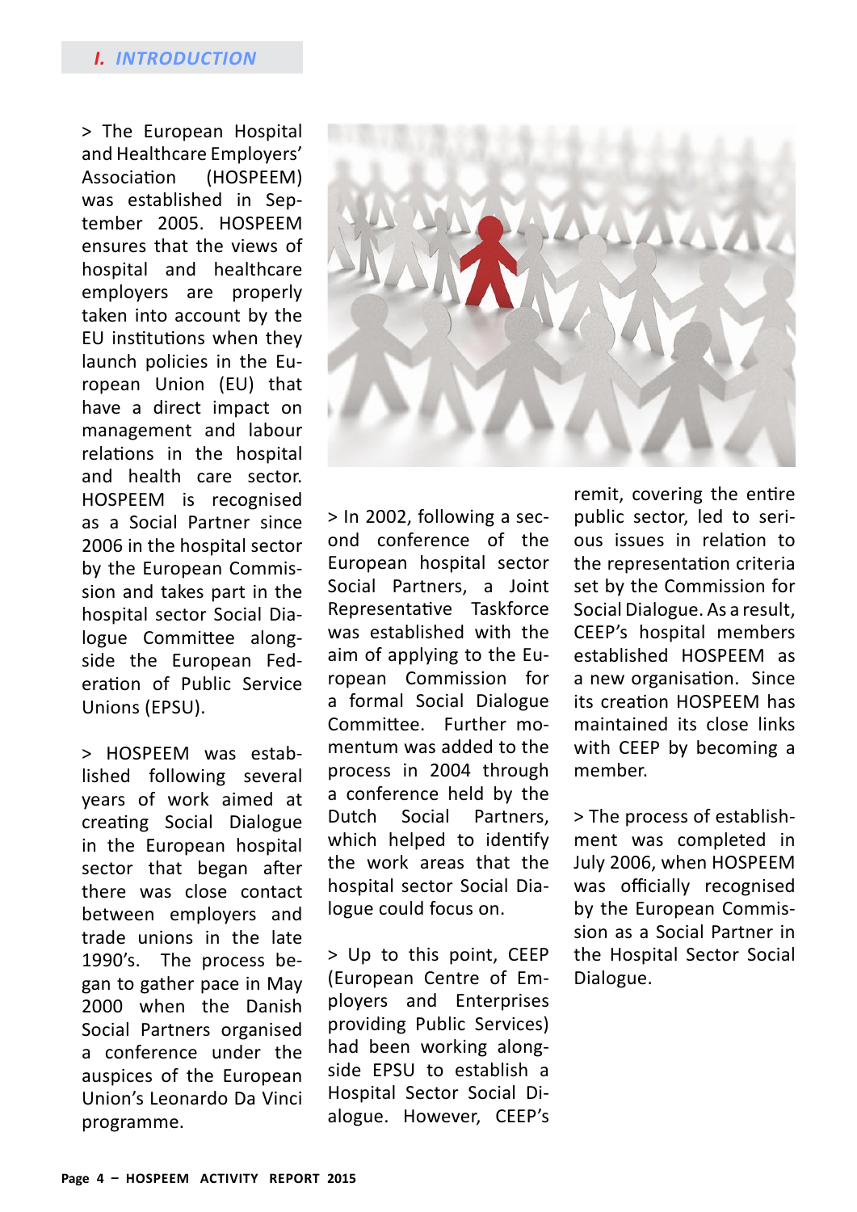## I. INTRODUCTION

> The European Hospital and Healthcare Employers' Association (HOSPEEM) was established in September 2005. HOSPEEM ensures that the views of hospital and healthcare employers are properly taken into account by the EU institutions when they launch policies in the European Union (EU) that have a direct impact on management and labour relations in the hospital and health care sector. HOSPEEM is recognised as a Social Partner since 2006 in the hospital sector by the European Commission and takes part in the hospital sector Social Dialogue Committee alongside the European Federation of Public Service Unions (EPSU).

> HOSPEEM was established following several years of work aimed at creating Social Dialogue in the European hospital sector that began after there was close contact between employers and trade unions in the late 1990's. The process began to gather pace in May 2000 when the Danish Social Partners organised a conference under the auspices of the European Union's Leonardo Da Vinci programme.

> In 2002, following a second conference of the European hospital sector Social Partners, a Joint Representative Taskforce was established with the aim of applying to the European Commission for a formal Social Dialogue Committee. Further momentum was added to the process in 2004 through a conference held by the Dutch Social Partners, which helped to identify the work areas that the hospital sector Social Dialogue could focus on.

> Up to this point, CEEP (European Centre of Employers and Enterprises providing Public Services) had been working alongside EPSU to establish a Hospital Sector Social Dialogue. However, CEEP's remit, covering the entire public sector, led to serious issues in relation to the representation criteria set by the Commission for Social Dialogue. As a result, CEEP's hospital members established HOSPEEM as a new organisation. Since its creation HOSPEEM has maintained its close links with CEEP by becoming a member.

> The process of establishment was completed in July 2006, when HOSPEEM was officially recognised by the European Commission as a Social Partner in the Hospital Sector Social Dialogue.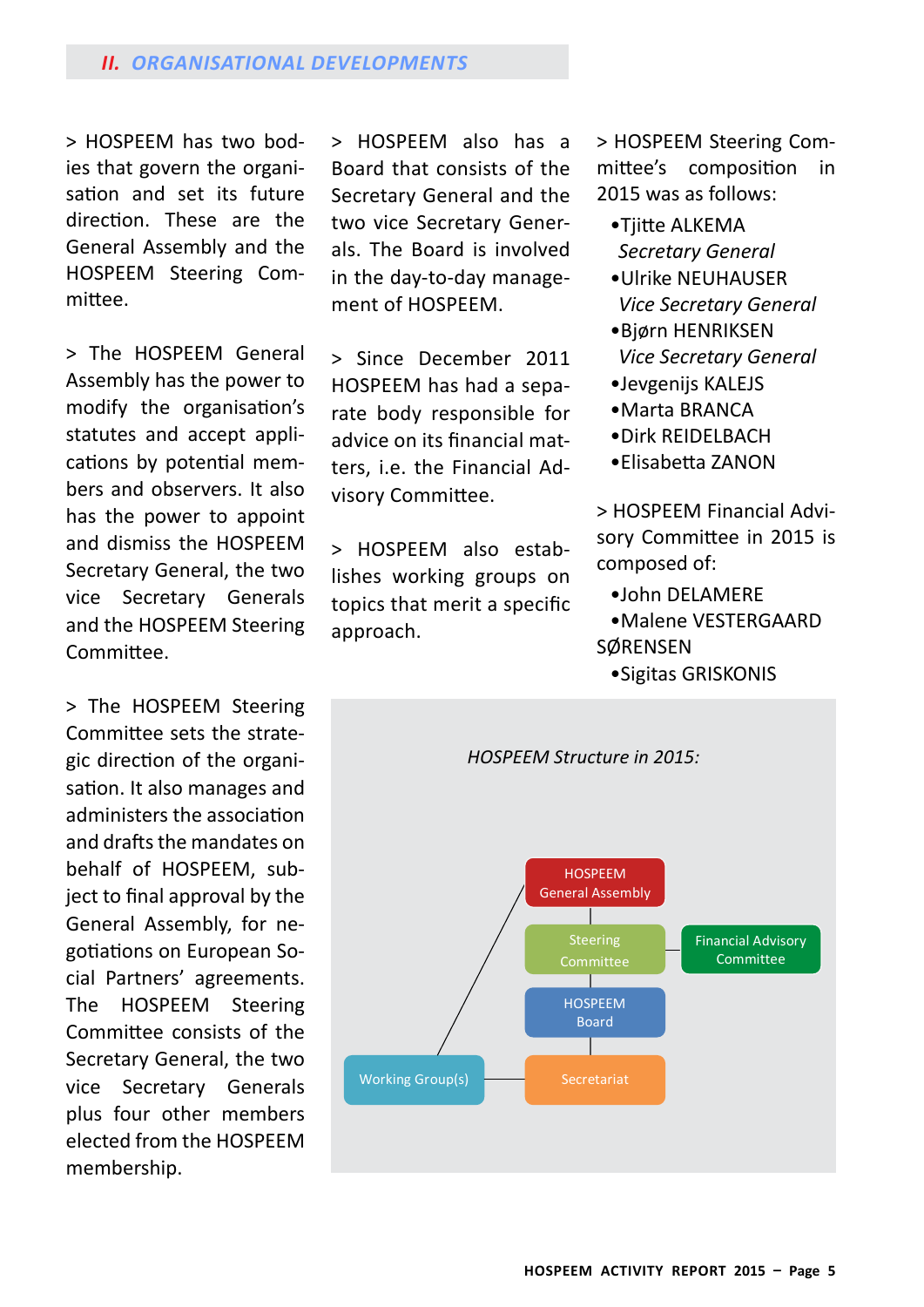## II. ORGANISATIONAL DEVELOPMENTS

> HOSPEEM has two bodies that govern the organisation and set its future direction. These are the General Assembly and the HOSPEEM Steering Committee.

> The HOSPEEM General Assembly has the power to modify the organisation's statutes and accept applications by potential members and observers. It also has the power to appoint and dismiss the HOSPEEM Secretary General, the two vice Secretary Generals and the HOSPEEM Steering Committee.

> The HOSPEEM Steering Committee sets the strategic direction of the organisation. It also manages and administers the association and drafts the mandates on behalf of HOSPEEM, subject to final approval by the General Assembly, for negotiations on European Social Partners' agreements. The HOSPEEM Steering Committee consists of the Secretary General, the two vice Secretary Generals plus four other members elected from the HOSPEEM membership.

> HOSPEEM also has a Board that consists of the Secretary General and the two vice Secretary Generals. The Board is involved in the day-to-day management of HOSPEEM.

> Since December 2011 HOSPEEM has had a separate body responsible for advice on its financial matters, i.e. the Financial Advisory Committee.

> HOSPEEM also establishes working groups on topics that merit a specific approach.

> HOSPEEM Steering Committee's composition in 2015 was as follows:

- Tjitte ALKEMA
  *Secretary General*
- Ulrike NEUHAUSER
  *Vice Secretary General*
- Bjørn HENRIKSEN
  *Vice Secretary General*
- Jevgenijs KALEJS
- Marta BRANCA
- Dirk REIDELBACH
- Elisabetta ZANON

> HOSPEEM Financial Advisory Committee in 2015 is composed of:

- John DELAMERE
- Malene VESTERGAARD SØRENSEN
- Sigitas GRISKONIS

*HOSPEEM Structure in 2015:*

HOSPEEM General Assembly

Steering Committee — Financial Advisory Committee

HOSPEEM Board

Working Group(s) — Secretariat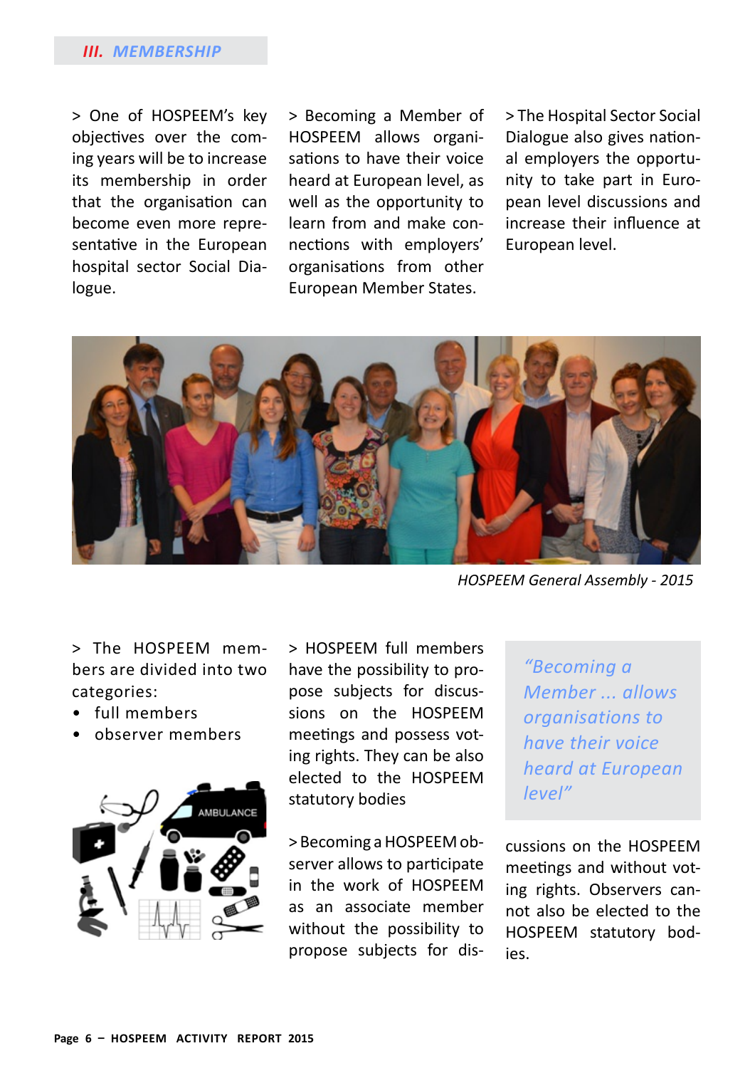## III. MEMBERSHIP

> One of HOSPEEM's key objectives over the coming years will be to increase its membership in order that the organisation can become even more representative in the European hospital sector Social Dialogue.

> Becoming a Member of HOSPEEM allows organisations to have their voice heard at European level, as well as the opportunity to learn from and make connections with employers' organisations from other European Member States.

> The Hospital Sector Social Dialogue also gives national employers the opportunity to take part in European level discussions and increase their influence at European level.

*HOSPEEM General Assembly - 2015*

> The HOSPEEM members are divided into two categories:

- full members
- observer members

> HOSPEEM full members have the possibility to propose subjects for discussions on the HOSPEEM meetings and possess voting rights. They can be also elected to the HOSPEEM statutory bodies

> Becoming a HOSPEEM observer allows to participate in the work of HOSPEEM as an associate member without the possibility to propose subjects for discussions on the HOSPEEM meetings and without voting rights. Observers cannot also be elected to the HOSPEEM statutory bodies.

*"Becoming a Member ... allows organisations to have their voice heard at European level"*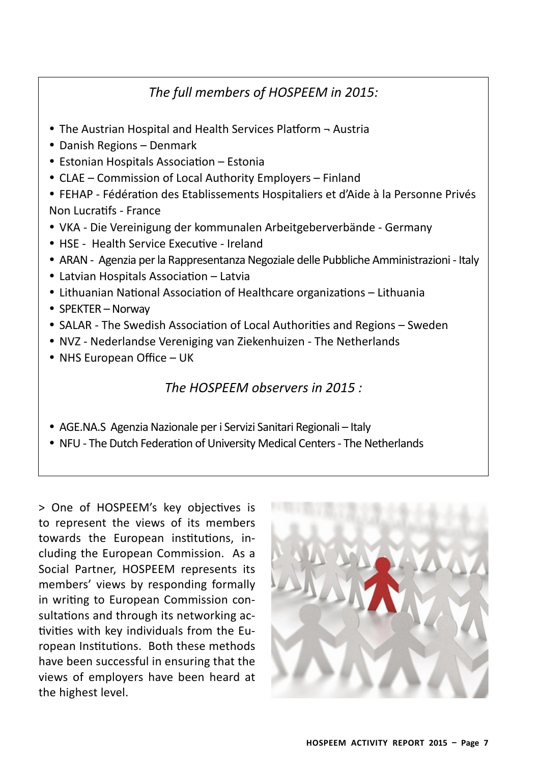*The full members of HOSPEEM in 2015:*

- The Austrian Hospital and Health Services Platform ¬ Austria
- Danish Regions – Denmark
- Estonian Hospitals Association – Estonia
- CLAE – Commission of Local Authority Employers – Finland
- FEHAP - Fédération des Etablissements Hospitaliers et d'Aide à la Personne Privés Non Lucratifs - France
- VKA - Die Vereinigung der kommunalen Arbeitgeberverbände - Germany
- HSE - Health Service Executive - Ireland
- ARAN - Agenzia per la Rappresentanza Negoziale delle Pubbliche Amministrazioni - Italy
- Latvian Hospitals Association – Latvia
- Lithuanian National Association of Healthcare organizations – Lithuania
- SPEKTER – Norway
- SALAR - The Swedish Association of Local Authorities and Regions – Sweden
- NVZ - Nederlandse Vereniging van Ziekenhuizen - The Netherlands
- NHS European Office – UK

*The HOSPEEM observers in 2015 :*

- AGE.NA.S Agenzia Nazionale per i Servizi Sanitari Regionali – Italy
- NFU - The Dutch Federation of University Medical Centers - The Netherlands

> One of HOSPEEM's key objectives is to represent the views of its members towards the European institutions, including the European Commission. As a Social Partner, HOSPEEM represents its members' views by responding formally in writing to European Commission consultations and through its networking activities with key individuals from the European Institutions. Both these methods have been successful in ensuring that the views of employers have been heard at the highest level.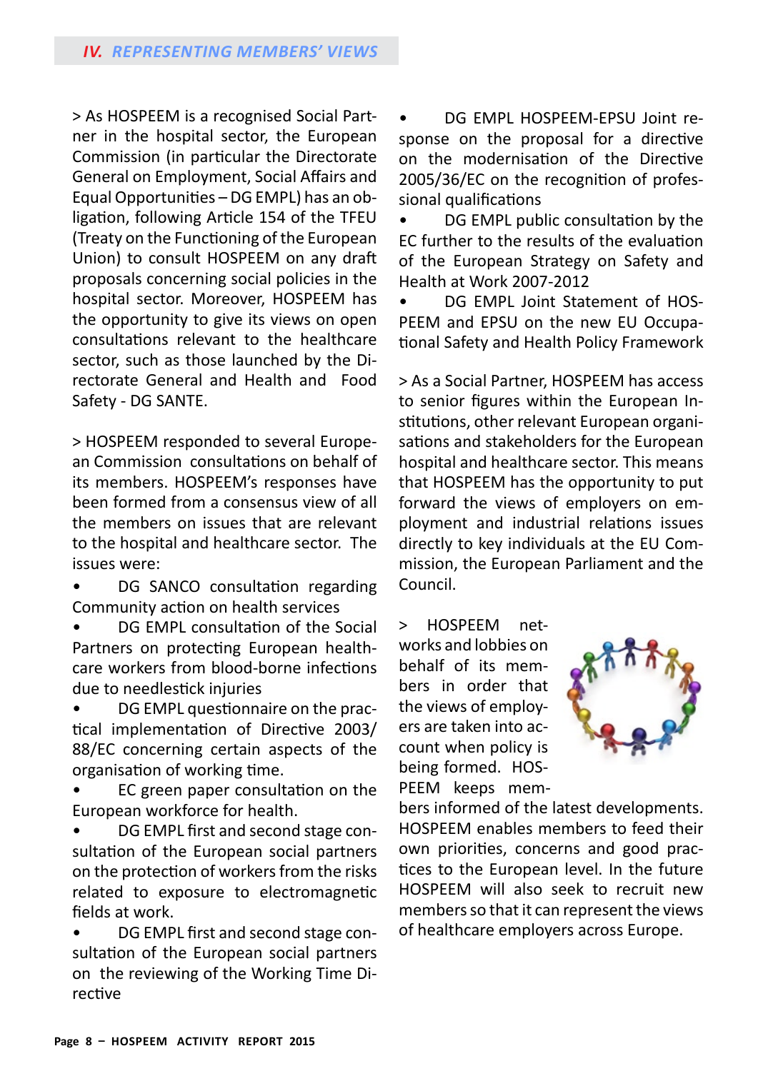## IV. REPRESENTING MEMBERS' VIEWS

> As HOSPEEM is a recognised Social Partner in the hospital sector, the European Commission (in particular the Directorate General on Employment, Social Affairs and Equal Opportunities – DG EMPL) has an obligation, following Article 154 of the TFEU (Treaty on the Functioning of the European Union) to consult HOSPEEM on any draft proposals concerning social policies in the hospital sector. Moreover, HOSPEEM has the opportunity to give its views on open consultations relevant to the healthcare sector, such as those launched by the Directorate General and Health and Food Safety - DG SANTE.

> HOSPEEM responded to several European Commission consultations on behalf of its members. HOSPEEM's responses have been formed from a consensus view of all the members on issues that are relevant to the hospital and healthcare sector. The issues were:

- DG SANCO consultation regarding Community action on health services
- DG EMPL consultation of the Social Partners on protecting European healthcare workers from blood-borne infections due to needlestick injuries
- DG EMPL questionnaire on the practical implementation of Directive 2003/88/EC concerning certain aspects of the organisation of working time.
- EC green paper consultation on the European workforce for health.
- DG EMPL first and second stage consultation of the European social partners on the protection of workers from the risks related to exposure to electromagnetic fields at work.
- DG EMPL first and second stage consultation of the European social partners on the reviewing of the Working Time Directive
- DG EMPL HOSPEEM-EPSU Joint response on the proposal for a directive on the modernisation of the Directive 2005/36/EC on the recognition of professional qualifications
- DG EMPL public consultation by the EC further to the results of the evaluation of the European Strategy on Safety and Health at Work 2007-2012
- DG EMPL Joint Statement of HOSPEEM and EPSU on the new EU Occupational Safety and Health Policy Framework

> As a Social Partner, HOSPEEM has access to senior figures within the European Institutions, other relevant European organisations and stakeholders for the European hospital and healthcare sector. This means that HOSPEEM has the opportunity to put forward the views of employers on employment and industrial relations issues directly to key individuals at the EU Commission, the European Parliament and the Council.

> HOSPEEM networks and lobbies on behalf of its members in order that the views of employers are taken into account when policy is being formed. HOSPEEM keeps members informed of the latest developments. HOSPEEM enables members to feed their own priorities, concerns and good practices to the European level. In the future HOSPEEM will also seek to recruit new members so that it can represent the views of healthcare employers across Europe.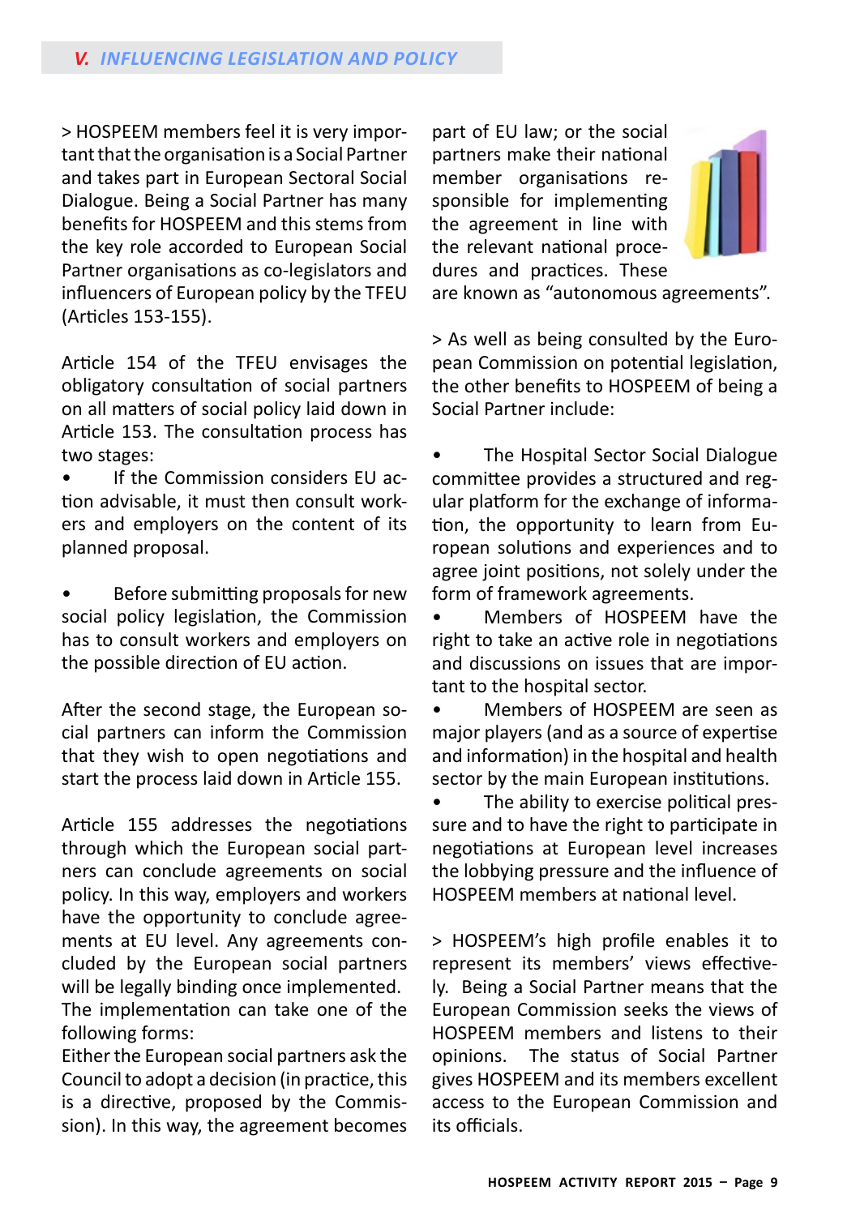## V. INFLUENCING LEGISLATION AND POLICY

> HOSPEEM members feel it is very important that the organisation is a Social Partner and takes part in European Sectoral Social Dialogue. Being a Social Partner has many benefits for HOSPEEM and this stems from the key role accorded to European Social Partner organisations as co-legislators and influencers of European policy by the TFEU (Articles 153-155).

Article 154 of the TFEU envisages the obligatory consultation of social partners on all matters of social policy laid down in Article 153. The consultation process has two stages:

- If the Commission considers EU action advisable, it must then consult workers and employers on the content of its planned proposal.

- Before submitting proposals for new social policy legislation, the Commission has to consult workers and employers on the possible direction of EU action.

After the second stage, the European social partners can inform the Commission that they wish to open negotiations and start the process laid down in Article 155.

Article 155 addresses the negotiations through which the European social partners can conclude agreements on social policy. In this way, employers and workers have the opportunity to conclude agreements at EU level. Any agreements concluded by the European social partners will be legally binding once implemented.
The implementation can take one of the following forms:
Either the European social partners ask the Council to adopt a decision (in practice, this is a directive, proposed by the Commission). In this way, the agreement becomes part of EU law; or the social partners make their national member organisations responsible for implementing the agreement in line with the relevant national procedures and practices. These are known as "autonomous agreements".

> As well as being consulted by the European Commission on potential legislation, the other benefits to HOSPEEM of being a Social Partner include:

- The Hospital Sector Social Dialogue committee provides a structured and regular platform for the exchange of information, the opportunity to learn from European solutions and experiences and to agree joint positions, not solely under the form of framework agreements.
- Members of HOSPEEM have the right to take an active role in negotiations and discussions on issues that are important to the hospital sector.
- Members of HOSPEEM are seen as major players (and as a source of expertise and information) in the hospital and health sector by the main European institutions.
- The ability to exercise political pressure and to have the right to participate in negotiations at European level increases the lobbying pressure and the influence of HOSPEEM members at national level.

> HOSPEEM's high profile enables it to represent its members' views effectively. Being a Social Partner means that the European Commission seeks the views of HOSPEEM members and listens to their opinions. The status of Social Partner gives HOSPEEM and its members excellent access to the European Commission and its officials.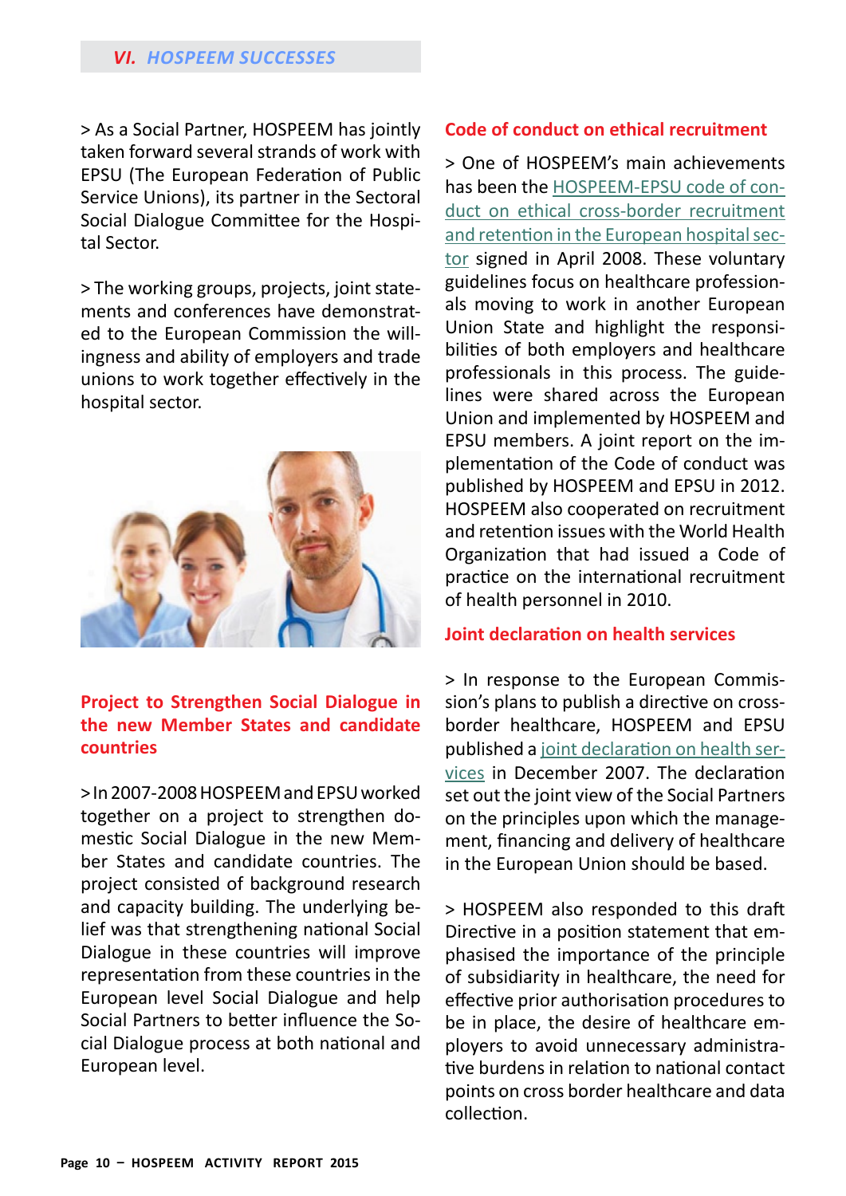## VI. HOSPEEM SUCCESSES

> As a Social Partner, HOSPEEM has jointly taken forward several strands of work with EPSU (The European Federation of Public Service Unions), its partner in the Sectoral Social Dialogue Committee for the Hospital Sector.

> The working groups, projects, joint statements and conferences have demonstrated to the European Commission the willingness and ability of employers and trade unions to work together effectively in the hospital sector.

### Project to Strengthen Social Dialogue in the new Member States and candidate countries

> In 2007-2008 HOSPEEM and EPSU worked together on a project to strengthen domestic Social Dialogue in the new Member States and candidate countries. The project consisted of background research and capacity building. The underlying belief was that strengthening national Social Dialogue in these countries will improve representation from these countries in the European level Social Dialogue and help Social Partners to better influence the Social Dialogue process at both national and European level.

### Code of conduct on ethical recruitment

> One of HOSPEEM's main achievements has been the HOSPEEM-EPSU code of conduct on ethical cross-border recruitment and retention in the European hospital sector signed in April 2008. These voluntary guidelines focus on healthcare professionals moving to work in another European Union State and highlight the responsibilities of both employers and healthcare professionals in this process. The guidelines were shared across the European Union and implemented by HOSPEEM and EPSU members. A joint report on the implementation of the Code of conduct was published by HOSPEEM and EPSU in 2012. HOSPEEM also cooperated on recruitment and retention issues with the World Health Organization that had issued a Code of practice on the international recruitment of health personnel in 2010.

### Joint declaration on health services

> In response to the European Commission's plans to publish a directive on cross-border healthcare, HOSPEEM and EPSU published a joint declaration on health services in December 2007. The declaration set out the joint view of the Social Partners on the principles upon which the management, financing and delivery of healthcare in the European Union should be based.

> HOSPEEM also responded to this draft Directive in a position statement that emphasised the importance of the principle of subsidiarity in healthcare, the need for effective prior authorisation procedures to be in place, the desire of healthcare employers to avoid unnecessary administrative burdens in relation to national contact points on cross border healthcare and data collection.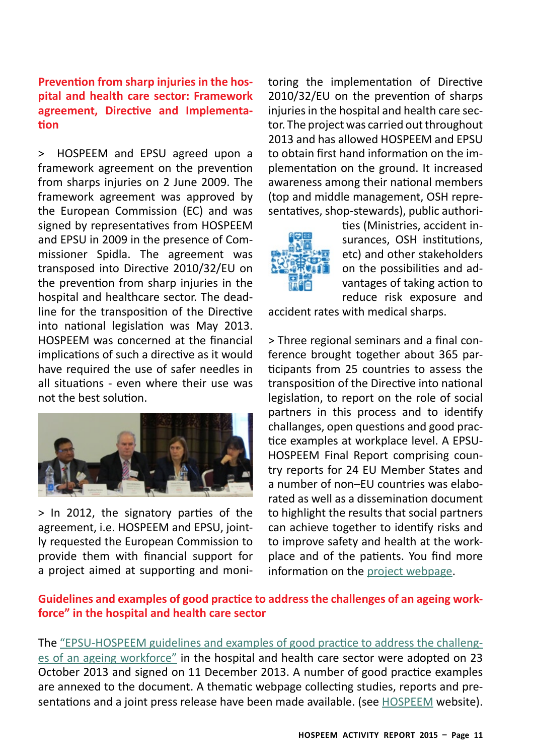## Prevention from sharp injuries in the hospital and health care sector: Framework agreement, Directive and Implementation

> HOSPEEM and EPSU agreed upon a framework agreement on the prevention from sharps injuries on 2 June 2009. The framework agreement was approved by the European Commission (EC) and was signed by representatives from HOSPEEM and EPSU in 2009 in the presence of Commissioner Spidla. The agreement was transposed into Directive 2010/32/EU on the prevention from sharp injuries in the hospital and healthcare sector. The deadline for the transposition of the Directive into national legislation was May 2013. HOSPEEM was concerned at the financial implications of such a directive as it would have required the use of safer needles in all situations - even where their use was not the best solution.

> In 2012, the signatory parties of the agreement, i.e. HOSPEEM and EPSU, jointly requested the European Commission to provide them with financial support for a project aimed at supporting and monitoring the implementation of Directive 2010/32/EU on the prevention of sharps injuries in the hospital and health care sector. The project was carried out throughout 2013 and has allowed HOSPEEM and EPSU to obtain first hand information on the implementation on the ground. It increased awareness among their national members (top and middle management, OSH representatives, shop-stewards), public authorities (Ministries, accident insurances, OSH institutions, etc) and other stakeholders on the possibilities and advantages of taking action to reduce risk exposure and accident rates with medical sharps.

> Three regional seminars and a final conference brought together about 365 participants from 25 countries to assess the transposition of the Directive into national legislation, to report on the role of social partners in this process and to identify challanges, open questions and good practice examples at workplace level. A EPSU-HOSPEEM Final Report comprising country reports for 24 EU Member States and a number of non–EU countries was elaborated as well as a dissemination document to highlight the results that social partners can achieve together to identify risks and to improve safety and health at the workplace and of the patients. You find more information on the project webpage.

## Guidelines and examples of good practice to address the challenges of an ageing workforce" in the hospital and health care sector

The "EPSU-HOSPEEM guidelines and examples of good practice to address the challenges of an ageing workforce" in the hospital and health care sector were adopted on 23 October 2013 and signed on 11 December 2013. A number of good practice examples are annexed to the document. A thematic webpage collecting studies, reports and presentations and a joint press release have been made available. (see HOSPEEM website).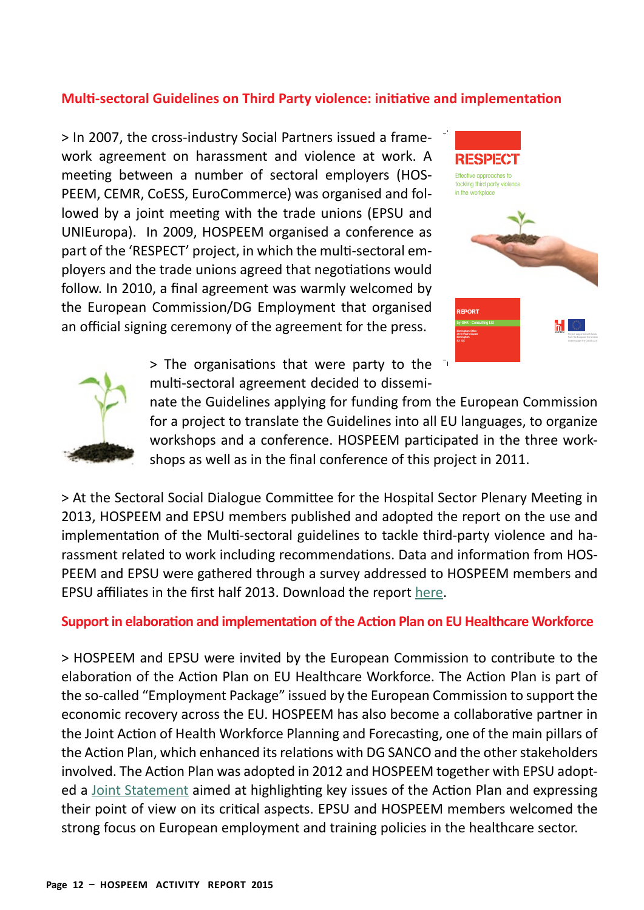## Multi-sectoral Guidelines on Third Party violence: initiative and implementation

> In 2007, the cross-industry Social Partners issued a framework agreement on harassment and violence at work. A meeting between a number of sectoral employers (HOSPEEM, CEMR, CoESS, EuroCommerce) was organised and followed by a joint meeting with the trade unions (EPSU and UNIEuropa). In 2009, HOSPEEM organised a conference as part of the 'RESPECT' project, in which the multi-sectoral employers and the trade unions agreed that negotiations would follow. In 2010, a final agreement was warmly welcomed by the European Commission/DG Employment that organised an official signing ceremony of the agreement for the press.

> The organisations that were party to the multi-sectoral agreement decided to disseminate the Guidelines applying for funding from the European Commission for a project to translate the Guidelines into all EU languages, to organize workshops and a conference. HOSPEEM participated in the three workshops as well as in the final conference of this project in 2011.

> At the Sectoral Social Dialogue Committee for the Hospital Sector Plenary Meeting in 2013, HOSPEEM and EPSU members published and adopted the report on the use and implementation of the Multi-sectoral guidelines to tackle third-party violence and harassment related to work including recommendations. Data and information from HOSPEEM and EPSU were gathered through a survey addressed to HOSPEEM members and EPSU affiliates in the first half 2013. Download the report here.

## Support in elaboration and implementation of the Action Plan on EU Healthcare Workforce

> HOSPEEM and EPSU were invited by the European Commission to contribute to the elaboration of the Action Plan on EU Healthcare Workforce. The Action Plan is part of the so-called "Employment Package" issued by the European Commission to support the economic recovery across the EU. HOSPEEM has also become a collaborative partner in the Joint Action of Health Workforce Planning and Forecasting, one of the main pillars of the Action Plan, which enhanced its relations with DG SANCO and the other stakeholders involved. The Action Plan was adopted in 2012 and HOSPEEM together with EPSU adopted a Joint Statement aimed at highlighting key issues of the Action Plan and expressing their point of view on its critical aspects. EPSU and HOSPEEM members welcomed the strong focus on European employment and training policies in the healthcare sector.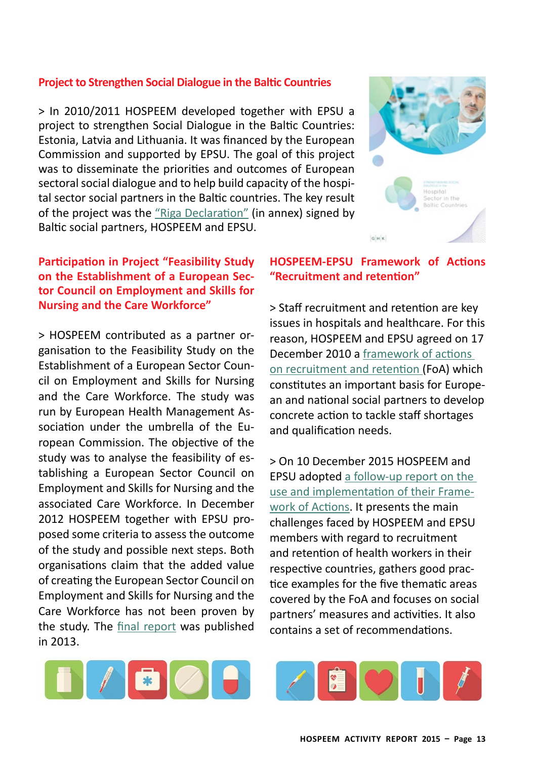## Project to Strengthen Social Dialogue in the Baltic Countries

> In 2010/2011 HOSPEEM developed together with EPSU a project to strengthen Social Dialogue in the Baltic Countries: Estonia, Latvia and Lithuania. It was financed by the European Commission and supported by EPSU. The goal of this project was to disseminate the priorities and outcomes of European sectoral social dialogue and to help build capacity of the hospital sector social partners in the Baltic countries. The key result of the project was the "Riga Declaration" (in annex) signed by Baltic social partners, HOSPEEM and EPSU.

## Participation in Project "Feasibility Study on the Establishment of a European Sector Council on Employment and Skills for Nursing and the Care Workforce"

> HOSPEEM contributed as a partner organisation to the Feasibility Study on the Establishment of a European Sector Council on Employment and Skills for Nursing and the Care Workforce. The study was run by European Health Management Association under the umbrella of the European Commission. The objective of the study was to analyse the feasibility of establishing a European Sector Council on Employment and Skills for Nursing and the associated Care Workforce. In December 2012 HOSPEEM together with EPSU proposed some criteria to assess the outcome of the study and possible next steps. Both organisations claim that the added value of creating the European Sector Council on Employment and Skills for Nursing and the Care Workforce has not been proven by the study. The final report was published in 2013.

## HOSPEEM-EPSU Framework of Actions "Recruitment and retention"

> Staff recruitment and retention are key issues in hospitals and healthcare. For this reason, HOSPEEM and EPSU agreed on 17 December 2010 a framework of actions on recruitment and retention (FoA) which constitutes an important basis for European and national social partners to develop concrete action to tackle staff shortages and qualification needs.

> On 10 December 2015 HOSPEEM and EPSU adopted a follow-up report on the use and implementation of their Framework of Actions. It presents the main challenges faced by HOSPEEM and EPSU members with regard to recruitment and retention of health workers in their respective countries, gathers good practice examples for the five thematic areas covered by the FoA and focuses on social partners' measures and activities. It also contains a set of recommendations.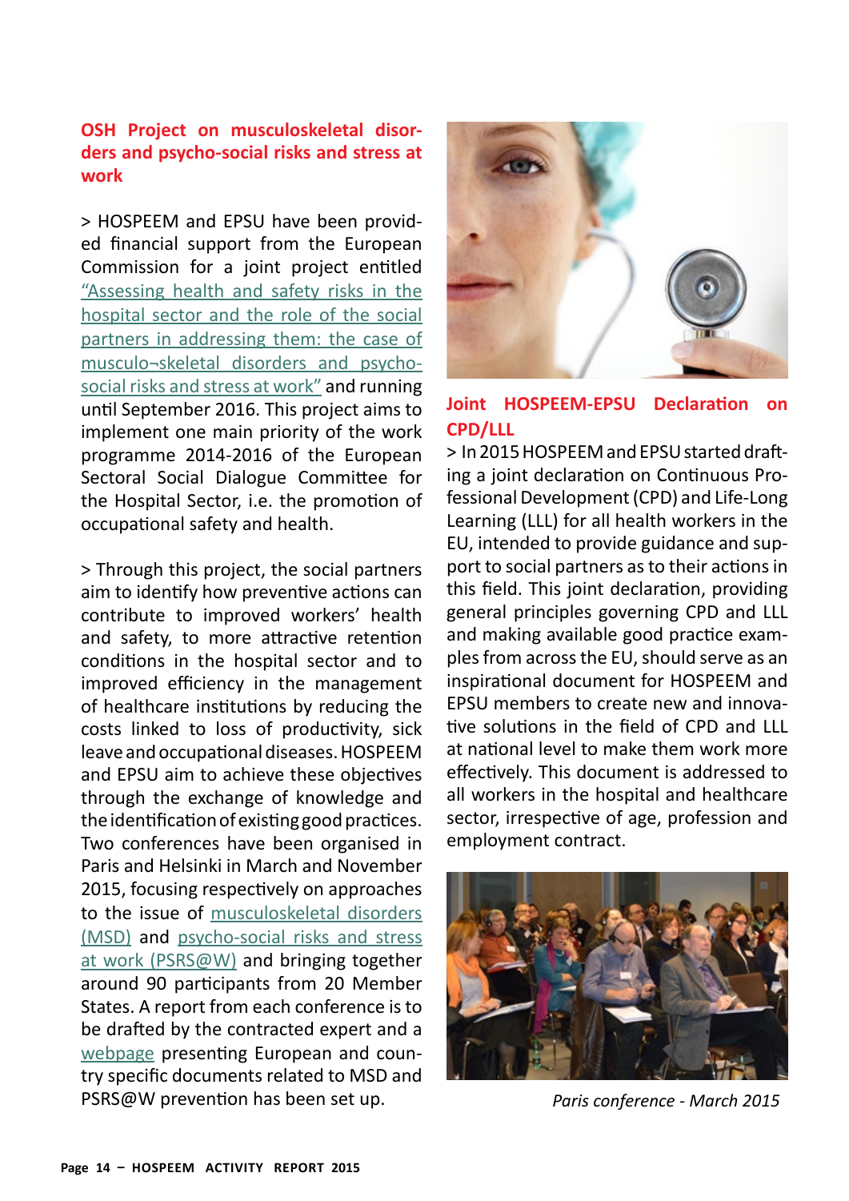### OSH Project on musculoskeletal disorders and psycho-social risks and stress at work

> HOSPEEM and EPSU have been provided financial support from the European Commission for a joint project entitled "Assessing health and safety risks in the hospital sector and the role of the social partners in addressing them: the case of musculo¬skeletal disorders and psycho-social risks and stress at work" and running until September 2016. This project aims to implement one main priority of the work programme 2014-2016 of the European Sectoral Social Dialogue Committee for the Hospital Sector, i.e. the promotion of occupational safety and health.

> Through this project, the social partners aim to identify how preventive actions can contribute to improved workers' health and safety, to more attractive retention conditions in the hospital sector and to improved efficiency in the management of healthcare institutions by reducing the costs linked to loss of productivity, sick leave and occupational diseases. HOSPEEM and EPSU aim to achieve these objectives through the exchange of knowledge and the identification of existing good practices. Two conferences have been organised in Paris and Helsinki in March and November 2015, focusing respectively on approaches to the issue of musculoskeletal disorders (MSD) and psycho-social risks and stress at work (PSRS@W) and bringing together around 90 participants from 20 Member States. A report from each conference is to be drafted by the contracted expert and a webpage presenting European and country specific documents related to MSD and PSRS@W prevention has been set up.

### Joint HOSPEEM-EPSU Declaration on CPD/LLL

> In 2015 HOSPEEM and EPSU started drafting a joint declaration on Continuous Professional Development (CPD) and Life-Long Learning (LLL) for all health workers in the EU, intended to provide guidance and support to social partners as to their actions in this field. This joint declaration, providing general principles governing CPD and LLL and making available good practice examples from across the EU, should serve as an inspirational document for HOSPEEM and EPSU members to create new and innovative solutions in the field of CPD and LLL at national level to make them work more effectively. This document is addressed to all workers in the hospital and healthcare sector, irrespective of age, profession and employment contract.

*Paris conference - March 2015*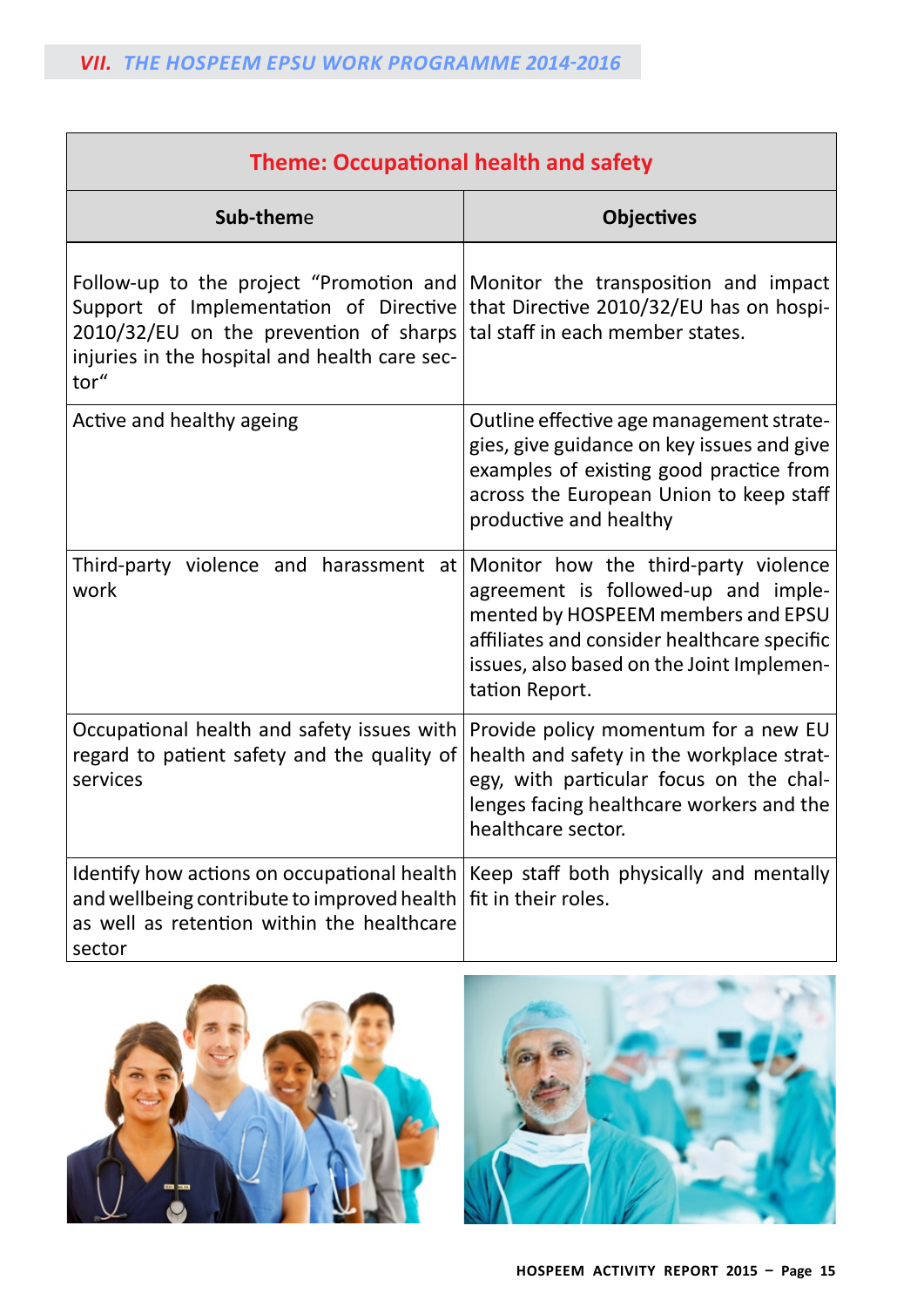## *VII. THE HOSPEEM EPSU WORK PROGRAMME 2014-2016*

| Theme: Occupational health and safety | |
|---|---|
| **Sub-theme** | **Objectives** |
| Follow-up to the project "Promotion and Support of Implementation of Directive 2010/32/EU on the prevention of sharps injuries in the hospital and health care sector" | Monitor the transposition and impact that Directive 2010/32/EU has on hospital staff in each member states. |
| Active and healthy ageing | Outline effective age management strategies, give guidance on key issues and give examples of existing good practice from across the European Union to keep staff productive and healthy |
| Third-party violence and harassment at work | Monitor how the third-party violence agreement is followed-up and implemented by HOSPEEM members and EPSU affiliates and consider healthcare specific issues, also based on the Joint Implementation Report. |
| Occupational health and safety issues with regard to patient safety and the quality of services | Provide policy momentum for a new EU health and safety in the workplace strategy, with particular focus on the challenges facing healthcare workers and the healthcare sector. |
| Identify how actions on occupational health and wellbeing contribute to improved health as well as retention within the healthcare sector | Keep staff both physically and mentally fit in their roles. |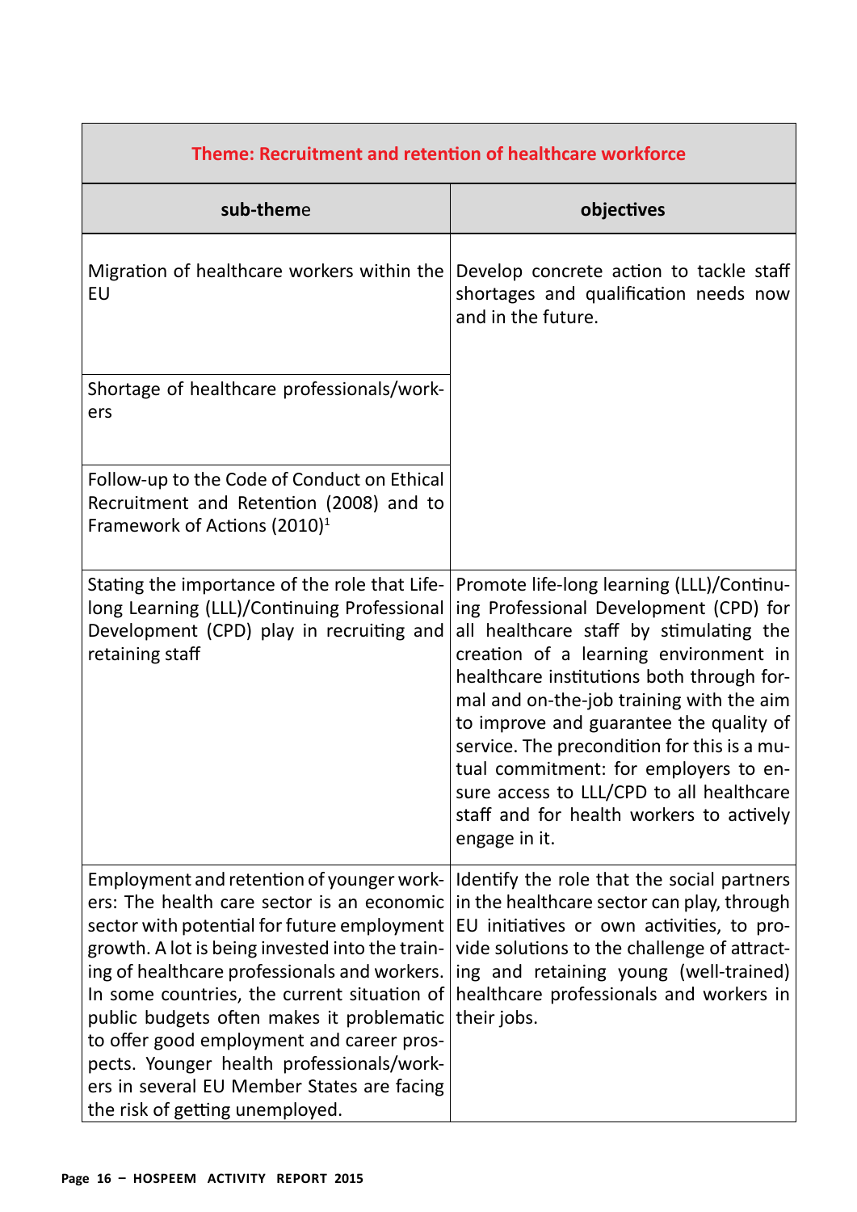| Theme: Recruitment and retention of healthcare workforce | |
|---|---|
| **sub-theme** | **objectives** |
| Migration of healthcare workers within the EU | Develop concrete action to tackle staff shortages and qualification needs now and in the future. |
| Shortage of healthcare professionals/workers | |
| Follow-up to the Code of Conduct on Ethical Recruitment and Retention (2008) and to Framework of Actions (2010)[1] | |
| Stating the importance of the role that Life-long Learning (LLL)/Continuing Professional Development (CPD) play in recruiting and retaining staff | Promote life-long learning (LLL)/Continuing Professional Development (CPD) for all healthcare staff by stimulating the creation of a learning environment in healthcare institutions both through formal and on-the-job training with the aim to improve and guarantee the quality of service. The precondition for this is a mutual commitment: for employers to ensure access to LLL/CPD to all healthcare staff and for health workers to actively engage in it. |
| Employment and retention of younger workers: The health care sector is an economic sector with potential for future employment growth. A lot is being invested into the training of healthcare professionals and workers. In some countries, the current situation of public budgets often makes it problematic to offer good employment and career prospects. Younger health professionals/workers in several EU Member States are facing the risk of getting unemployed. | Identify the role that the social partners in the healthcare sector can play, through EU initiatives or own activities, to provide solutions to the challenge of attracting and retaining young (well-trained) healthcare professionals and workers in their jobs. |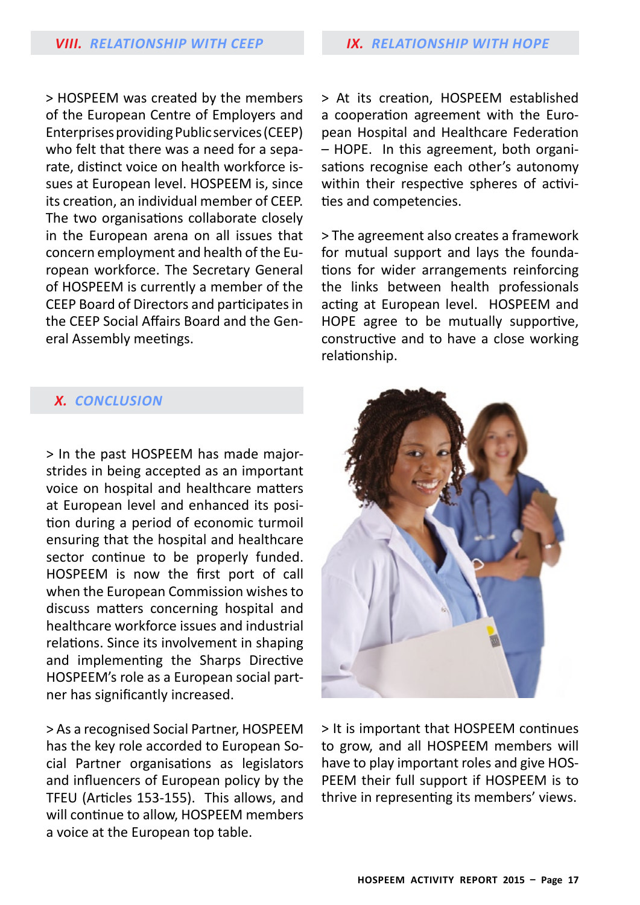## VIII. RELATIONSHIP WITH CEEP

> HOSPEEM was created by the members of the European Centre of Employers and Enterprises providing Public services (CEEP) who felt that there was a need for a separate, distinct voice on health workforce issues at European level. HOSPEEM is, since its creation, an individual member of CEEP. The two organisations collaborate closely in the European arena on all issues that concern employment and health of the European workforce. The Secretary General of HOSPEEM is currently a member of the CEEP Board of Directors and participates in the CEEP Social Affairs Board and the General Assembly meetings.

## IX. RELATIONSHIP WITH HOPE

> At its creation, HOSPEEM established a cooperation agreement with the European Hospital and Healthcare Federation – HOPE. In this agreement, both organisations recognise each other's autonomy within their respective spheres of activities and competencies.

> The agreement also creates a framework for mutual support and lays the foundations for wider arrangements reinforcing the links between health professionals acting at European level. HOSPEEM and HOPE agree to be mutually supportive, constructive and to have a close working relationship.

## X. CONCLUSION

> In the past HOSPEEM has made major strides in being accepted as an important voice on hospital and healthcare matters at European level and enhanced its position during a period of economic turmoil ensuring that the hospital and healthcare sector continue to be properly funded. HOSPEEM is now the first port of call when the European Commission wishes to discuss matters concerning hospital and healthcare workforce issues and industrial relations. Since its involvement in shaping and implementing the Sharps Directive HOSPEEM's role as a European social partner has significantly increased.

> As a recognised Social Partner, HOSPEEM has the key role accorded to European Social Partner organisations as legislators and influencers of European policy by the TFEU (Articles 153-155). This allows, and will continue to allow, HOSPEEM members a voice at the European top table.

> It is important that HOSPEEM continues to grow, and all HOSPEEM members will have to play important roles and give HOSPEEM their full support if HOSPEEM is to thrive in representing its members' views.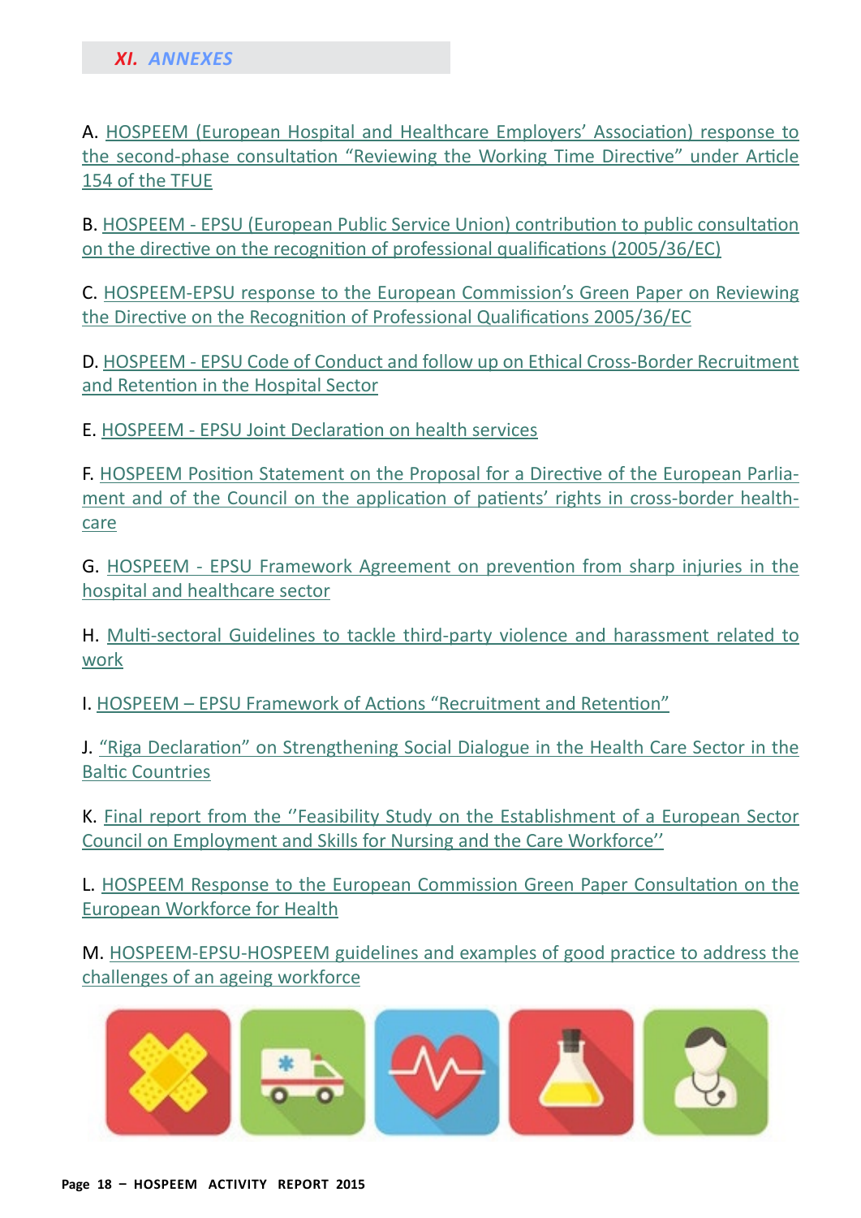## XI. ANNEXES

A. HOSPEEM (European Hospital and Healthcare Employers' Association) response to the second-phase consultation "Reviewing the Working Time Directive" under Article 154 of the TFUE

B. HOSPEEM - EPSU (European Public Service Union) contribution to public consultation on the directive on the recognition of professional qualifications (2005/36/EC)

C. HOSPEEM-EPSU response to the European Commission's Green Paper on Reviewing the Directive on the Recognition of Professional Qualifications 2005/36/EC

D. HOSPEEM - EPSU Code of Conduct and follow up on Ethical Cross-Border Recruitment and Retention in the Hospital Sector

E. HOSPEEM - EPSU Joint Declaration on health services

F. HOSPEEM Position Statement on the Proposal for a Directive of the European Parliament and of the Council on the application of patients' rights in cross-border healthcare

G. HOSPEEM - EPSU Framework Agreement on prevention from sharp injuries in the hospital and healthcare sector

H. Multi-sectoral Guidelines to tackle third-party violence and harassment related to work

I. HOSPEEM – EPSU Framework of Actions "Recruitment and Retention"

J. "Riga Declaration" on Strengthening Social Dialogue in the Health Care Sector in the Baltic Countries

K. Final report from the ''Feasibility Study on the Establishment of a European Sector Council on Employment and Skills for Nursing and the Care Workforce''

L. HOSPEEM Response to the European Commission Green Paper Consultation on the European Workforce for Health

M. HOSPEEM-EPSU-HOSPEEM guidelines and examples of good practice to address the challenges of an ageing workforce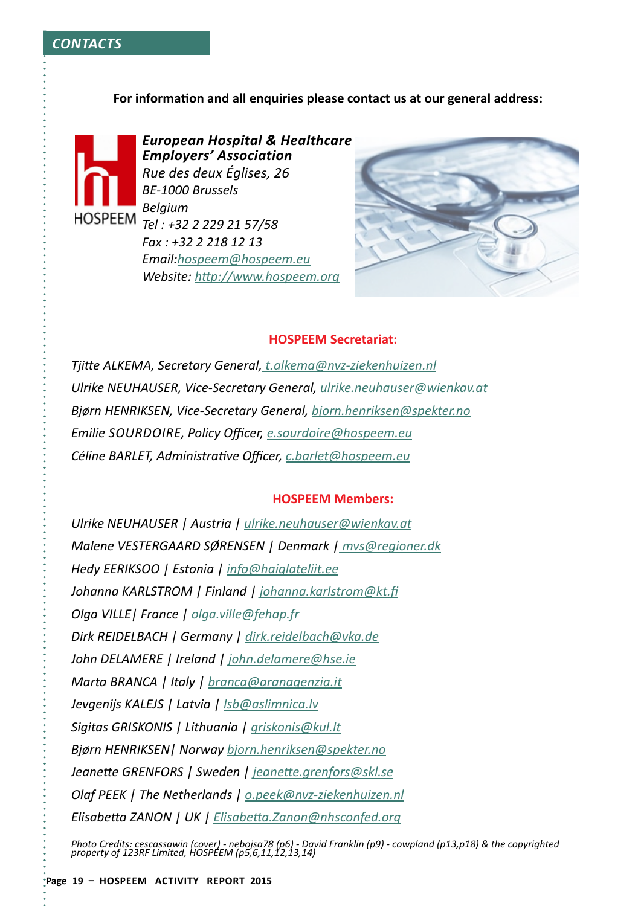## CONTACTS

**For information and all enquiries please contact us at our general address:**

HOSPEEM

***European Hospital & Healthcare Employers' Association***
*Rue des deux Églises, 26*
*BE-1000 Brussels*
*Belgium*
*Tel : +32 2 229 21 57/58*
*Fax : +32 2 218 12 13*
*Email: hospeem@hospeem.eu*
*Website: http://www.hospeem.org*

### HOSPEEM Secretariat:

*Tjitte ALKEMA, Secretary General, t.alkema@nvz-ziekenhuizen.nl*

*Ulrike NEUHAUSER, Vice-Secretary General, ulrike.neuhauser@wienkav.at*

*Bjørn HENRIKSEN, Vice-Secretary General, bjorn.henriksen@spekter.no*

*Emilie SOURDOIRE, Policy Officer, e.sourdoire@hospeem.eu*

*Céline BARLET, Administrative Officer, c.barlet@hospeem.eu*

### HOSPEEM Members:

*Ulrike NEUHAUSER | Austria | ulrike.neuhauser@wienkav.at*

*Malene VESTERGAARD SØRENSEN | Denmark | mvs@regioner.dk*

*Hedy EERIKSOO | Estonia | info@haiglateliit.ee*

*Johanna KARLSTROM | Finland | johanna.karlstrom@kt.fi*

*Olga VILLE| France | olga.ville@fehap.fr*

*Dirk REIDELBACH | Germany | dirk.reidelbach@vka.de*

*John DELAMERE | Ireland | john.delamere@hse.ie*

*Marta BRANCA | Italy | branca@aranagenzia.it*

*Jevgenijs KALEJS | Latvia | lsb@aslimnica.lv*

*Sigitas GRISKONIS | Lithuania | griskonis@kul.lt*

*Bjørn HENRIKSEN| Norway bjorn.henriksen@spekter.no*

*Jeanette GRENFORS | Sweden | jeanette.grenfors@skl.se*

*Olaf PEEK | The Netherlands | o.peek@nvz-ziekenhuizen.nl*

*Elisabetta ZANON | UK | Elisabetta.Zanon@nhsconfed.org*

*Photo Credits: cescassawin (cover) - nebojsa78 (p6) - David Franklin (p9) - cowpland (p13,p18) & the copyrighted property of 123RF Limited, HOSPEEM (p5,6,11,12,13,14)*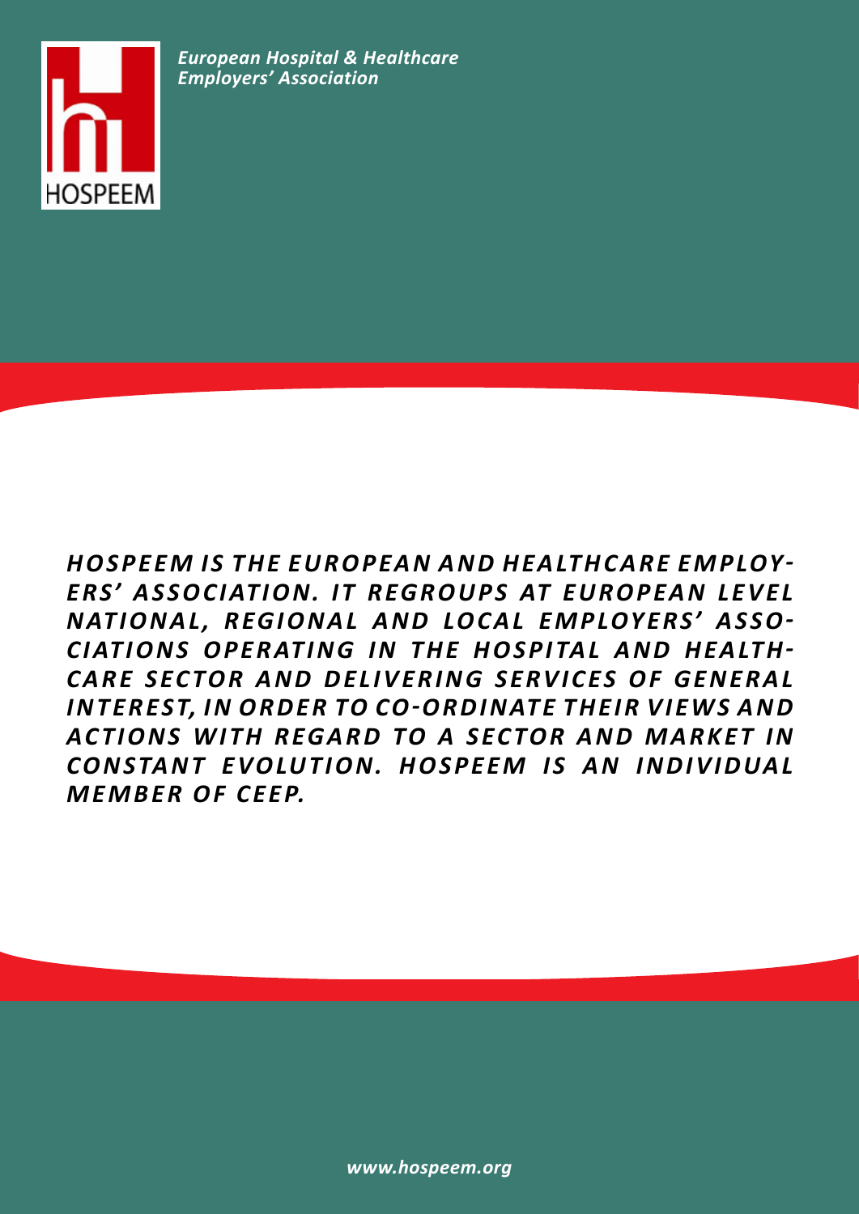HOSPEEM

*European Hospital & Healthcare Employers' Association*

***HOSPEEM IS THE EUROPEAN AND HEALTHCARE EMPLOYERS' ASSOCIATION. IT REGROUPS AT EUROPEAN LEVEL NATIONAL, REGIONAL AND LOCAL EMPLOYERS' ASSOCIATIONS OPERATING IN THE HOSPITAL AND HEALTHCARE SECTOR AND DELIVERING SERVICES OF GENERAL INTEREST, IN ORDER TO CO-ORDINATE THEIR VIEWS AND ACTIONS WITH REGARD TO A SECTOR AND MARKET IN CONSTANT EVOLUTION. HOSPEEM IS AN INDIVIDUAL MEMBER OF CEEP.***

***www.hospeem.org***